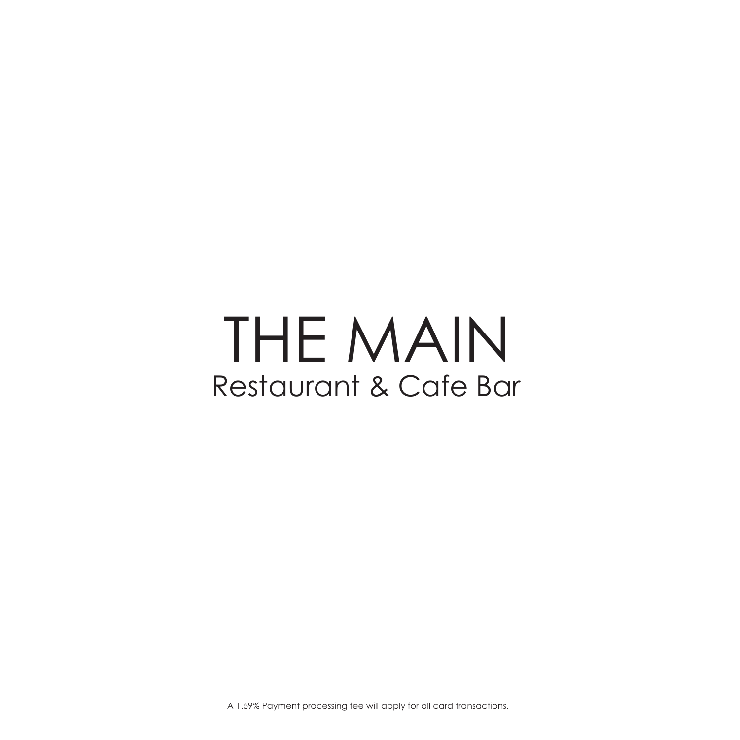# THE MAIN

## Restaurant & Cafe Bar

A 1.59% Payment processing fee will apply for all card transactions.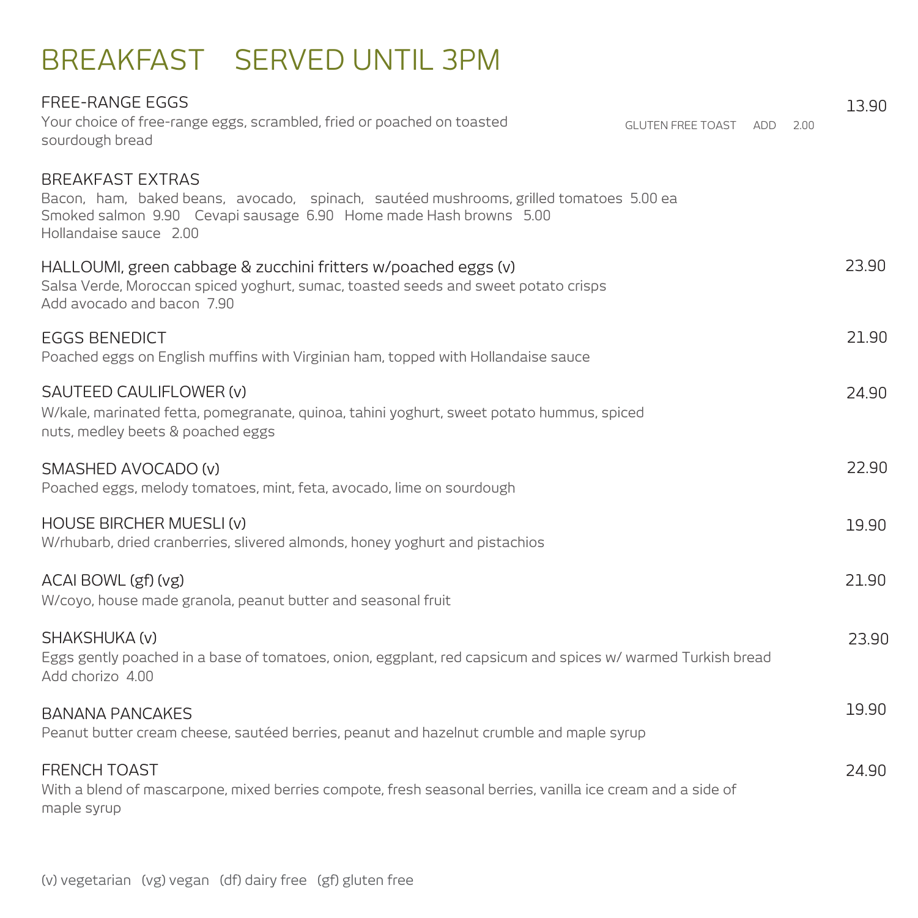# BREAKFAST SERVED UNTIL 3PM

**FREE-RANGE EGGS** 13.90
Your choice of free-range eggs, scrambled, fried or poached on toasted sourdough bread
GLUTEN FREE TOAST ADD 2.00

**BREAKFAST EXTRAS**
Bacon, ham, baked beans, avocado, spinach, sautéed mushrooms, grilled tomatoes 5.00 ea
Smoked salmon 9.90 Cevapi sausage 6.90 Home made Hash browns 5.00
Hollandaise sauce 2.00

**HALLOUMI, green cabbage & zucchini fritters w/poached eggs (v)** 23.90
Salsa Verde, Moroccan spiced yoghurt, sumac, toasted seeds and sweet potato crisps
Add avocado and bacon 7.90

**EGGS BENEDICT** 21.90
Poached eggs on English muffins with Virginian ham, topped with Hollandaise sauce

**SAUTEED CAULIFLOWER (v)** 24.90
W/kale, marinated fetta, pomegranate, quinoa, tahini yoghurt, sweet potato hummus, spiced nuts, medley beets & poached eggs

**SMASHED AVOCADO (v)** 22.90
Poached eggs, melody tomatoes, mint, feta, avocado, lime on sourdough

**HOUSE BIRCHER MUESLI (v)** 19.90
W/rhubarb, dried cranberries, slivered almonds, honey yoghurt and pistachios

**ACAI BOWL (gf) (vg)** 21.90
W/coyo, house made granola, peanut butter and seasonal fruit

**SHAKSHUKA (v)** 23.90
Eggs gently poached in a base of tomatoes, onion, eggplant, red capsicum and spices w/ warmed Turkish bread
Add chorizo 4.00

**BANANA PANCAKES** 19.90
Peanut butter cream cheese, sautéed berries, peanut and hazelnut crumble and maple syrup

**FRENCH TOAST** 24.90
With a blend of mascarpone, mixed berries compote, fresh seasonal berries, vanilla ice cream and a side of maple syrup

(v) vegetarian (vg) vegan (df) dairy free (gf) gluten free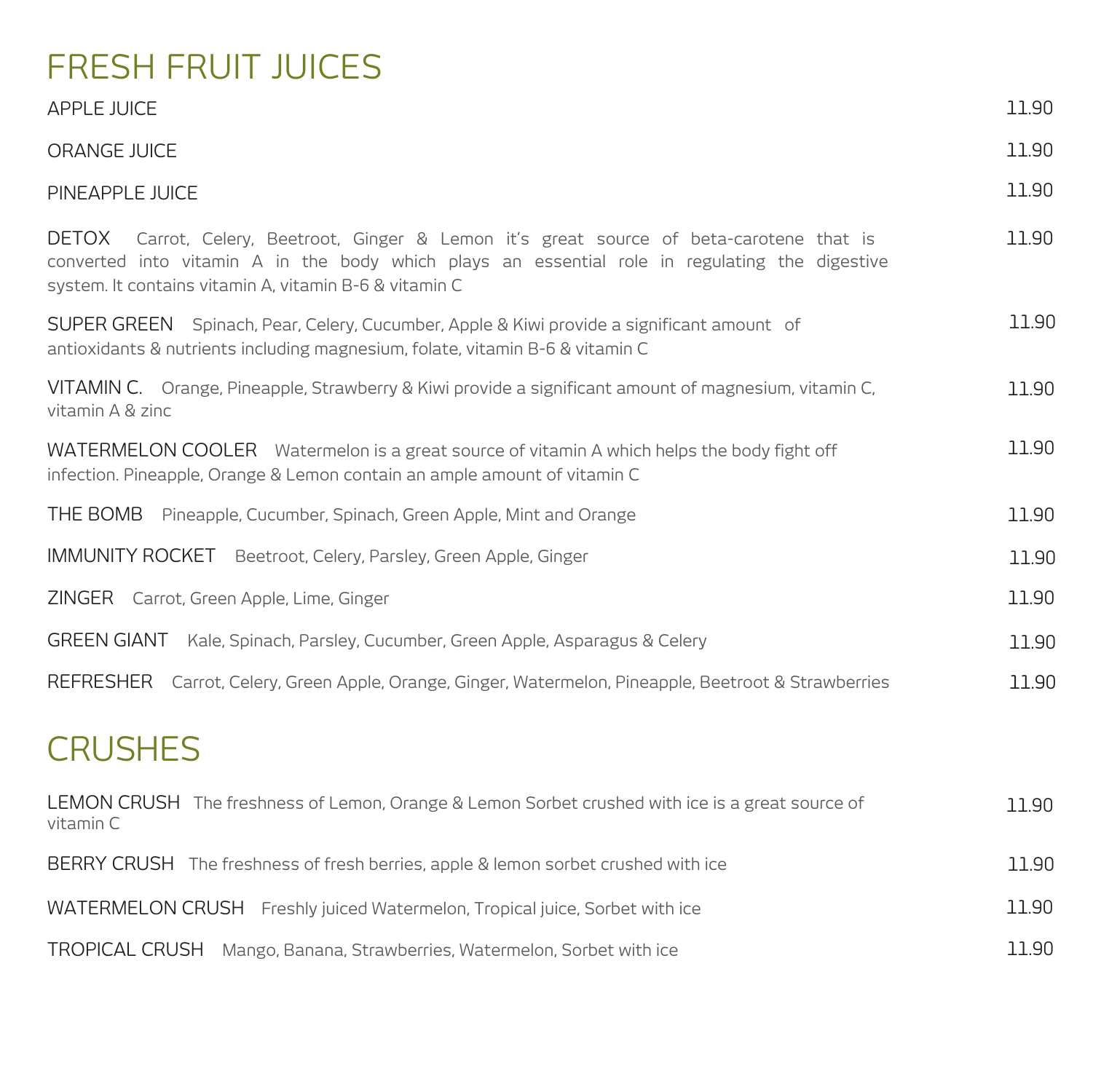# FRESH FRUIT JUICES

| Item | Price |
|---|---|
| APPLE JUICE | 11.90 |
| ORANGE JUICE | 11.90 |
| PINEAPPLE JUICE | 11.90 |
| DETOX Carrot, Celery, Beetroot, Ginger & Lemon it's great source of beta-carotene that is converted into vitamin A in the body which plays an essential role in regulating the digestive system. It contains vitamin A, vitamin B-6 & vitamin C | 11.90 |
| SUPER GREEN Spinach, Pear, Celery, Cucumber, Apple & Kiwi provide a significant amount of antioxidants & nutrients including magnesium, folate, vitamin B-6 & vitamin C | 11.90 |
| VITAMIN C. Orange, Pineapple, Strawberry & Kiwi provide a significant amount of magnesium, vitamin C, vitamin A & zinc | 11.90 |
| WATERMELON COOLER Watermelon is a great source of vitamin A which helps the body fight off infection. Pineapple, Orange & Lemon contain an ample amount of vitamin C | 11.90 |
| THE BOMB Pineapple, Cucumber, Spinach, Green Apple, Mint and Orange | 11.90 |
| IMMUNITY ROCKET Beetroot, Celery, Parsley, Green Apple, Ginger | 11.90 |
| ZINGER Carrot, Green Apple, Lime, Ginger | 11.90 |
| GREEN GIANT Kale, Spinach, Parsley, Cucumber, Green Apple, Asparagus & Celery | 11.90 |
| REFRESHER Carrot, Celery, Green Apple, Orange, Ginger, Watermelon, Pineapple, Beetroot & Strawberries | 11.90 |

# CRUSHES

| Item | Price |
|---|---|
| LEMON CRUSH The freshness of Lemon, Orange & Lemon Sorbet crushed with ice is a great source of vitamin C | 11.90 |
| BERRY CRUSH The freshness of fresh berries, apple & lemon sorbet crushed with ice | 11.90 |
| WATERMELON CRUSH Freshly juiced Watermelon, Tropical juice, Sorbet with ice | 11.90 |
| TROPICAL CRUSH Mango, Banana, Strawberries, Watermelon, Sorbet with ice | 11.90 |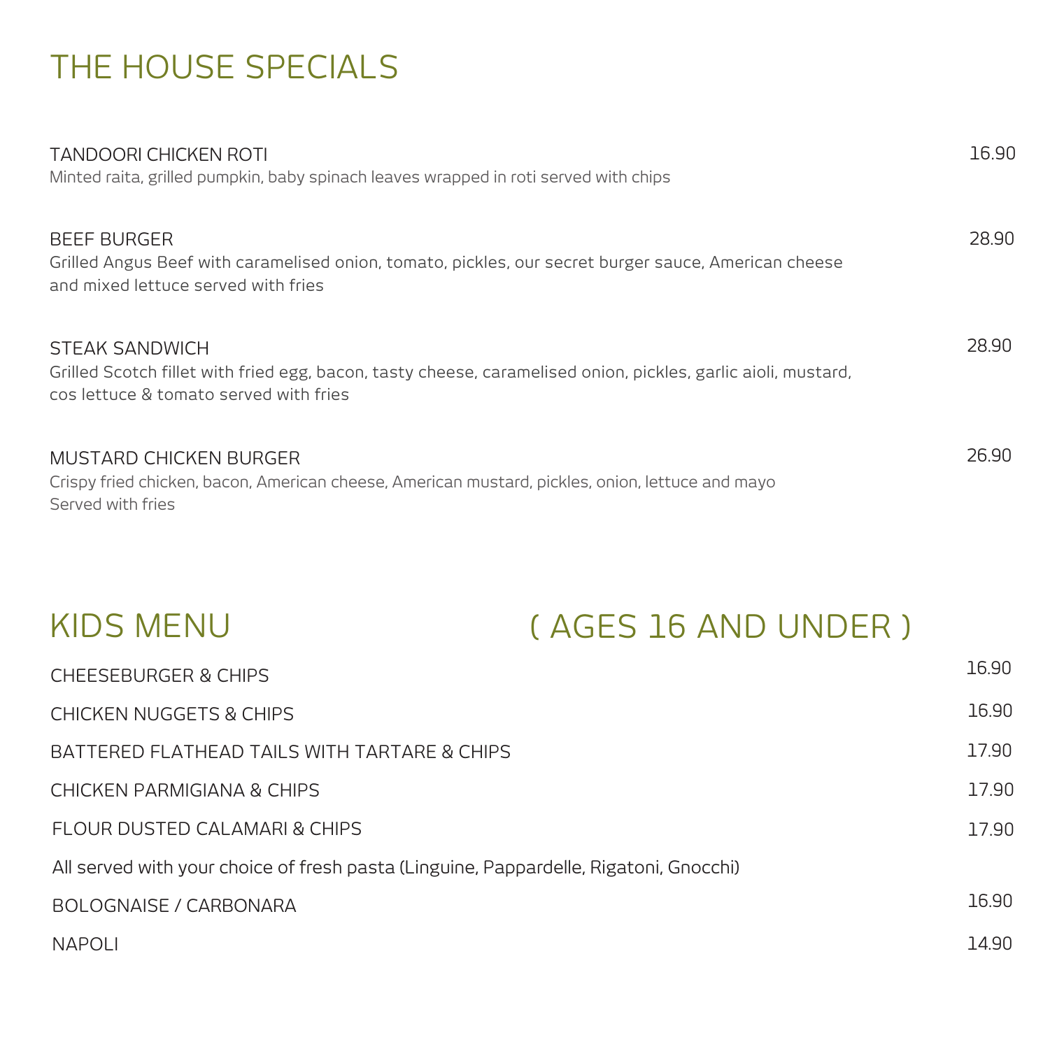# THE HOUSE SPECIALS

**TANDOORI CHICKEN ROTI** — 16.90
Minted raita, grilled pumpkin, baby spinach leaves wrapped in roti served with chips

**BEEF BURGER** — 28.90
Grilled Angus Beef with caramelised onion, tomato, pickles, our secret burger sauce, American cheese and mixed lettuce served with fries

**STEAK SANDWICH** — 28.90
Grilled Scotch fillet with fried egg, bacon, tasty cheese, caramelised onion, pickles, garlic aioli, mustard, cos lettuce & tomato served with fries

**MUSTARD CHICKEN BURGER** — 26.90
Crispy fried chicken, bacon, American cheese, American mustard, pickles, onion, lettuce and mayo
Served with fries

# KIDS MENU ( AGES 16 AND UNDER )

CHEESEBURGER & CHIPS — 16.90

CHICKEN NUGGETS & CHIPS — 16.90

BATTERED FLATHEAD TAILS WITH TARTARE & CHIPS — 17.90

CHICKEN PARMIGIANA & CHIPS — 17.90

FLOUR DUSTED CALAMARI & CHIPS — 17.90

All served with your choice of fresh pasta (Linguine, Pappardelle, Rigatoni, Gnocchi)

BOLOGNAISE / CARBONARA — 16.90

NAPOLI — 14.90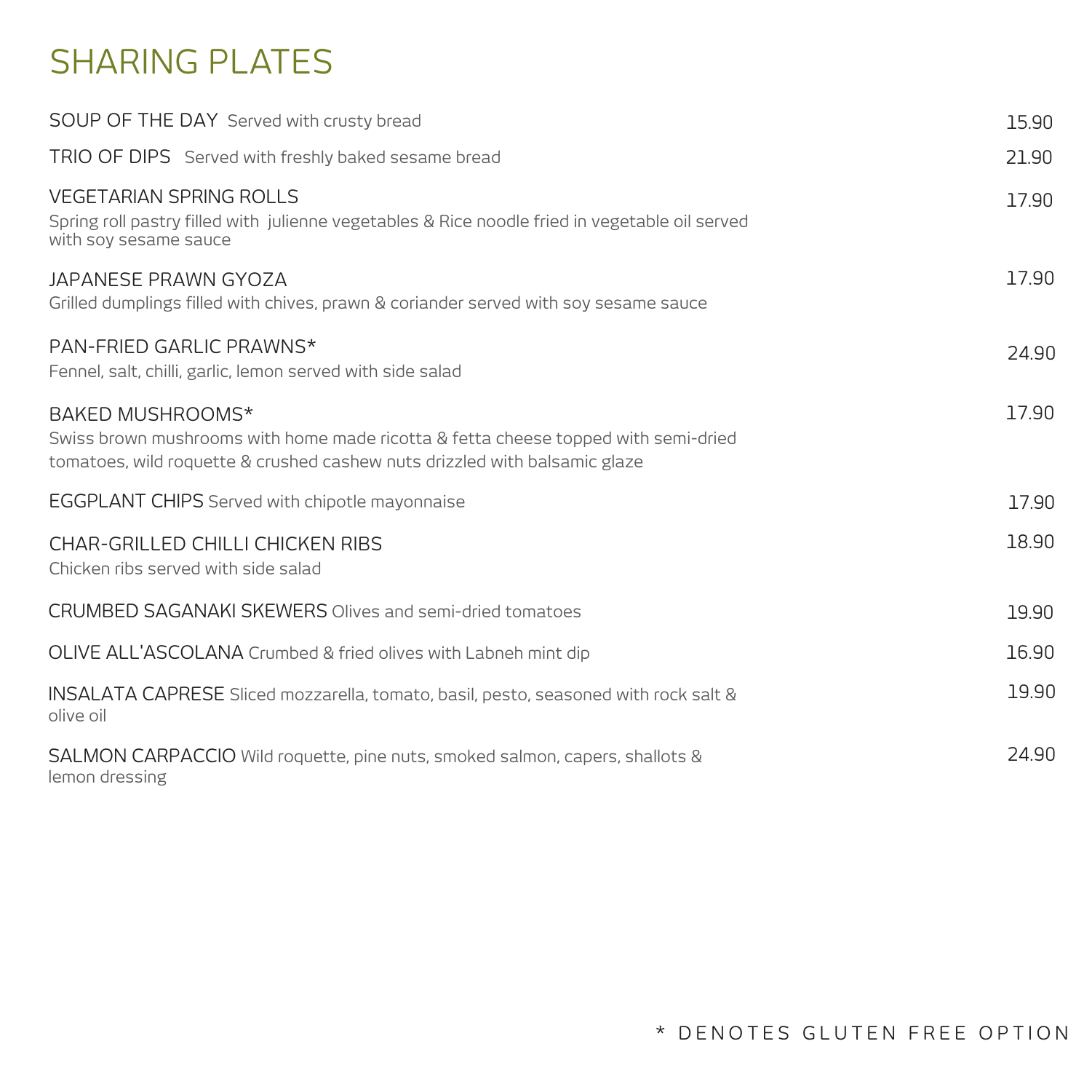# SHARING PLATES

**SOUP OF THE DAY** Served with crusty bread — 15.90

**TRIO OF DIPS** Served with freshly baked sesame bread — 21.90

**VEGETARIAN SPRING ROLLS** — 17.90
Spring roll pastry filled with julienne vegetables & Rice noodle fried in vegetable oil served with soy sesame sauce

**JAPANESE PRAWN GYOZA** — 17.90
Grilled dumplings filled with chives, prawn & coriander served with soy sesame sauce

**PAN-FRIED GARLIC PRAWNS*** — 24.90
Fennel, salt, chilli, garlic, lemon served with side salad

**BAKED MUSHROOMS*** — 17.90
Swiss brown mushrooms with home made ricotta & fetta cheese topped with semi-dried tomatoes, wild roquette & crushed cashew nuts drizzled with balsamic glaze

**EGGPLANT CHIPS** Served with chipotle mayonnaise — 17.90

**CHAR-GRILLED CHILLI CHICKEN RIBS** — 18.90
Chicken ribs served with side salad

**CRUMBED SAGANAKI SKEWERS** Olives and semi-dried tomatoes — 19.90

**OLIVE ALL'ASCOLANA** Crumbed & fried olives with Labneh mint dip — 16.90

**INSALATA CAPRESE** Sliced mozzarella, tomato, basil, pesto, seasoned with rock salt & olive oil — 19.90

**SALMON CARPACCIO** Wild roquette, pine nuts, smoked salmon, capers, shallots & lemon dressing — 24.90

\* DENOTES GLUTEN FREE OPTION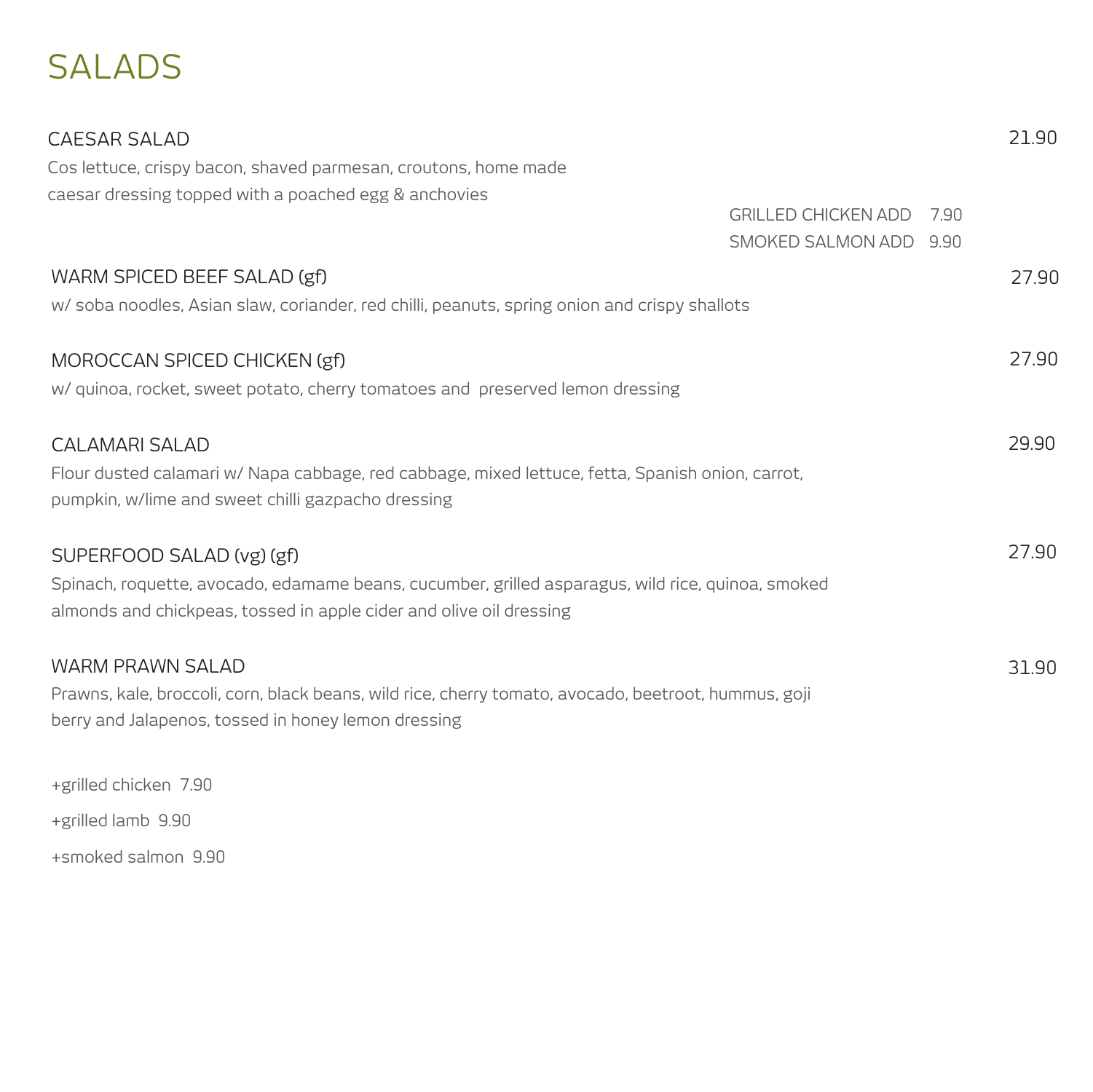# SALADS

**CAESAR SALAD** 21.90

Cos lettuce, crispy bacon, shaved parmesan, croutons, home made caesar dressing topped with a poached egg & anchovies

GRILLED CHICKEN ADD 7.90
SMOKED SALMON ADD 9.90

**WARM SPICED BEEF SALAD (gf)** 27.90

w/ soba noodles, Asian slaw, coriander, red chilli, peanuts, spring onion and crispy shallots

**MOROCCAN SPICED CHICKEN (gf)** 27.90

w/ quinoa, rocket, sweet potato, cherry tomatoes and preserved lemon dressing

**CALAMARI SALAD** 29.90

Flour dusted calamari w/ Napa cabbage, red cabbage, mixed lettuce, fetta, Spanish onion, carrot, pumpkin, w/lime and sweet chilli gazpacho dressing

**SUPERFOOD SALAD (vg) (gf)** 27.90

Spinach, roquette, avocado, edamame beans, cucumber, grilled asparagus, wild rice, quinoa, smoked almonds and chickpeas, tossed in apple cider and olive oil dressing

**WARM PRAWN SALAD** 31.90

Prawns, kale, broccoli, corn, black beans, wild rice, cherry tomato, avocado, beetroot, hummus, goji berry and Jalapenos, tossed in honey lemon dressing

+grilled chicken 7.90

+grilled lamb 9.90

+smoked salmon 9.90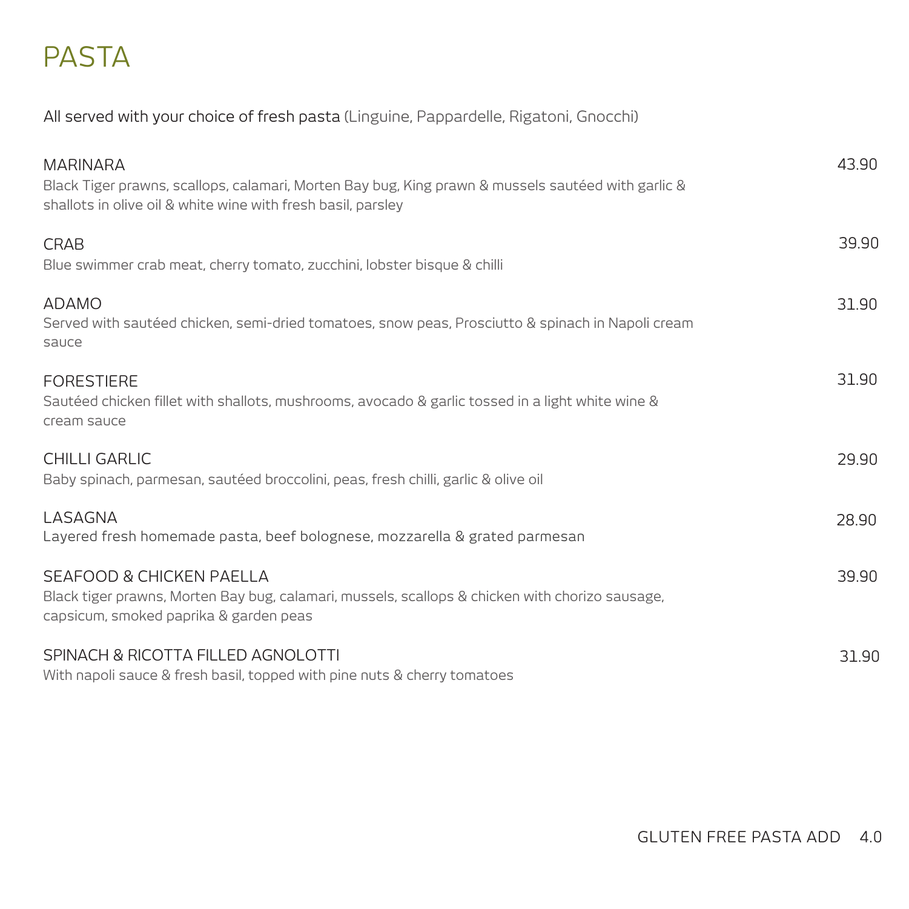# PASTA

All served with your choice of fresh pasta (Linguine, Pappardelle, Rigatoni, Gnocchi)

**MARINARA** 43.90
Black Tiger prawns, scallops, calamari, Morten Bay bug, King prawn & mussels sautéed with garlic & shallots in olive oil & white wine with fresh basil, parsley

**CRAB** 39.90
Blue swimmer crab meat, cherry tomato, zucchini, lobster bisque & chilli

**ADAMO** 31.90
Served with sautéed chicken, semi-dried tomatoes, snow peas, Prosciutto & spinach in Napoli cream sauce

**FORESTIERE** 31.90
Sautéed chicken fillet with shallots, mushrooms, avocado & garlic tossed in a light white wine & cream sauce

**CHILLI GARLIC** 29.90
Baby spinach, parmesan, sautéed broccolini, peas, fresh chilli, garlic & olive oil

**LASAGNA** 28.90
Layered fresh homemade pasta, beef bolognese, mozzarella & grated parmesan

**SEAFOOD & CHICKEN PAELLA** 39.90
Black tiger prawns, Morten Bay bug, calamari, mussels, scallops & chicken with chorizo sausage, capsicum, smoked paprika & garden peas

**SPINACH & RICOTTA FILLED AGNOLOTTI** 31.90
With napoli sauce & fresh basil, topped with pine nuts & cherry tomatoes

GLUTEN FREE PASTA ADD 4.0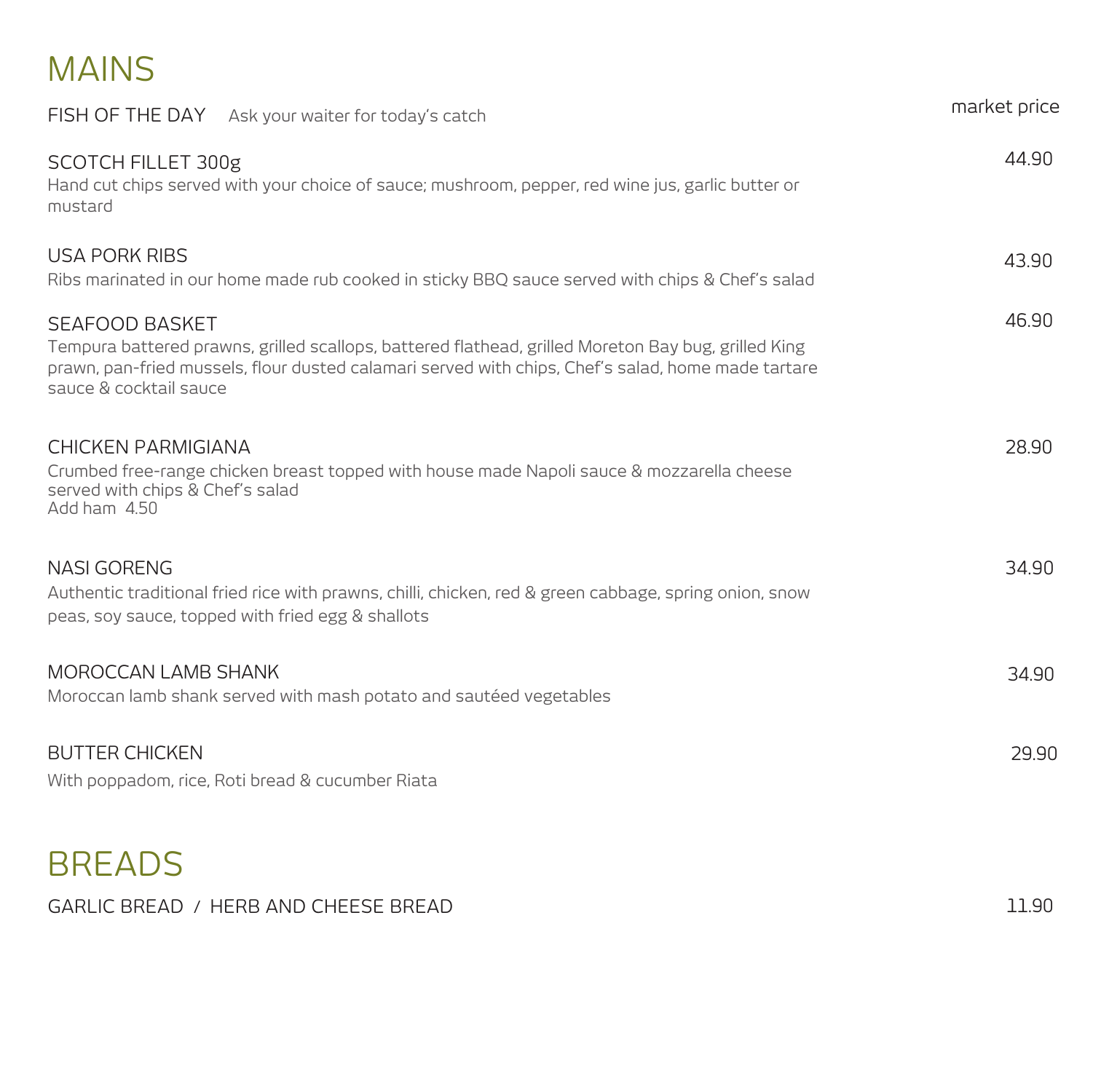# MAINS

FISH OF THE DAY  Ask your waiter for today's catch — market price

SCOTCH FILLET 300g — 44.90
Hand cut chips served with your choice of sauce; mushroom, pepper, red wine jus, garlic butter or mustard

USA PORK RIBS — 43.90
Ribs marinated in our home made rub cooked in sticky BBQ sauce served with chips & Chef's salad

SEAFOOD BASKET — 46.90
Tempura battered prawns, grilled scallops, battered flathead, grilled Moreton Bay bug, grilled King prawn, pan-fried mussels, flour dusted calamari served with chips, Chef's salad, home made tartare sauce & cocktail sauce

CHICKEN PARMIGIANA — 28.90
Crumbed free-range chicken breast topped with house made Napoli sauce & mozzarella cheese served with chips & Chef's salad
Add ham 4.50

NASI GORENG — 34.90
Authentic traditional fried rice with prawns, chilli, chicken, red & green cabbage, spring onion, snow peas, soy sauce, topped with fried egg & shallots

MOROCCAN LAMB SHANK — 34.90
Moroccan lamb shank served with mash potato and sautéed vegetables

BUTTER CHICKEN — 29.90
With poppadom, rice, Roti bread & cucumber Riata

# BREADS

GARLIC BREAD / HERB AND CHEESE BREAD — 11.90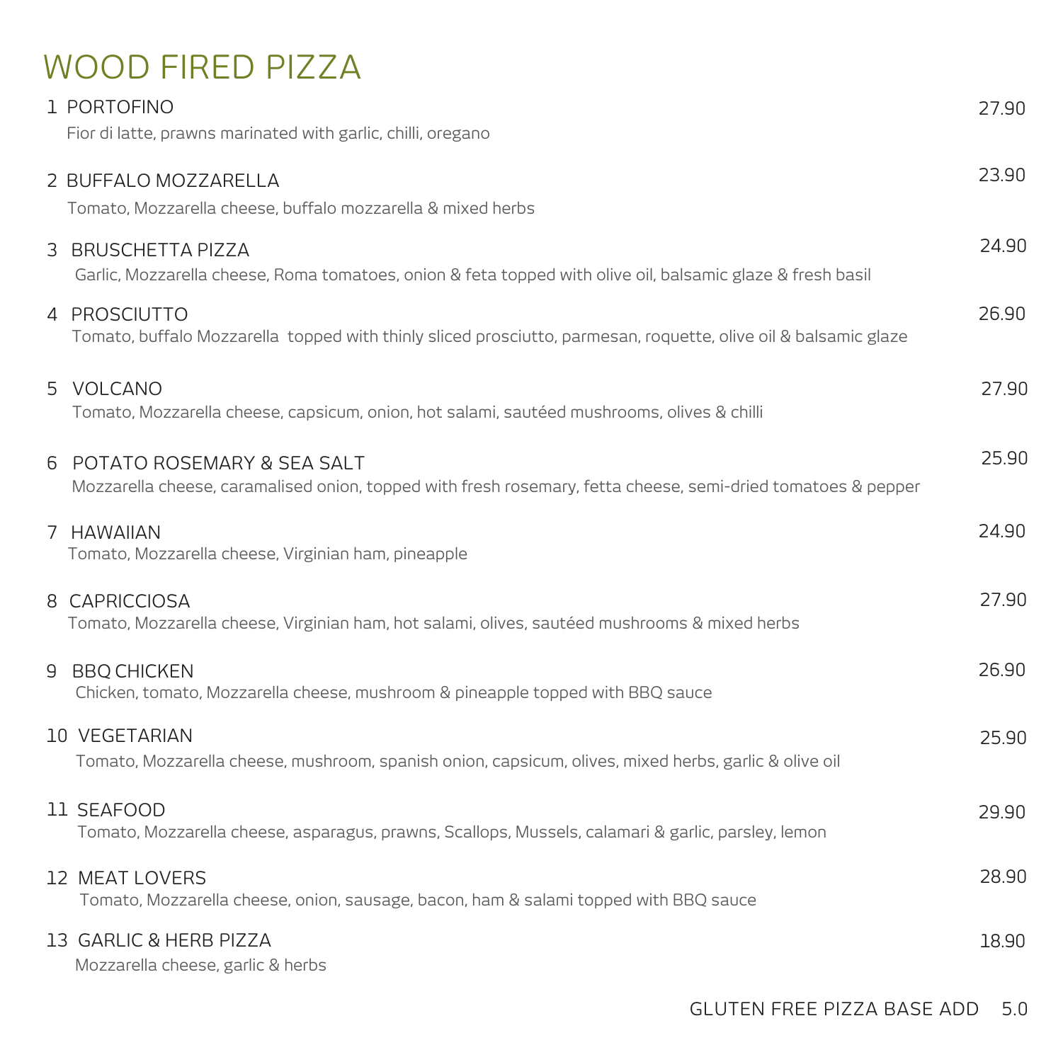# WOOD FIRED PIZZA

1 PORTOFINO — 27.90
Fior di latte, prawns marinated with garlic, chilli, oregano

2 BUFFALO MOZZARELLA — 23.90
Tomato, Mozzarella cheese, buffalo mozzarella & mixed herbs

3 BRUSCHETTA PIZZA — 24.90
Garlic, Mozzarella cheese, Roma tomatoes, onion & feta topped with olive oil, balsamic glaze & fresh basil

4 PROSCIUTTO — 26.90
Tomato, buffalo Mozzarella topped with thinly sliced prosciutto, parmesan, roquette, olive oil & balsamic glaze

5 VOLCANO — 27.90
Tomato, Mozzarella cheese, capsicum, onion, hot salami, sautéed mushrooms, olives & chilli

6 POTATO ROSEMARY & SEA SALT — 25.90
Mozzarella cheese, caramalised onion, topped with fresh rosemary, fetta cheese, semi-dried tomatoes & pepper

7 HAWAIIAN — 24.90
Tomato, Mozzarella cheese, Virginian ham, pineapple

8 CAPRICCIOSA — 27.90
Tomato, Mozzarella cheese, Virginian ham, hot salami, olives, sautéed mushrooms & mixed herbs

9 BBQ CHICKEN — 26.90
Chicken, tomato, Mozzarella cheese, mushroom & pineapple topped with BBQ sauce

10 VEGETARIAN — 25.90
Tomato, Mozzarella cheese, mushroom, spanish onion, capsicum, olives, mixed herbs, garlic & olive oil

11 SEAFOOD — 29.90
Tomato, Mozzarella cheese, asparagus, prawns, Scallops, Mussels, calamari & garlic, parsley, lemon

12 MEAT LOVERS — 28.90
Tomato, Mozzarella cheese, onion, sausage, bacon, ham & salami topped with BBQ sauce

13 GARLIC & HERB PIZZA — 18.90
Mozzarella cheese, garlic & herbs

GLUTEN FREE PIZZA BASE ADD 5.0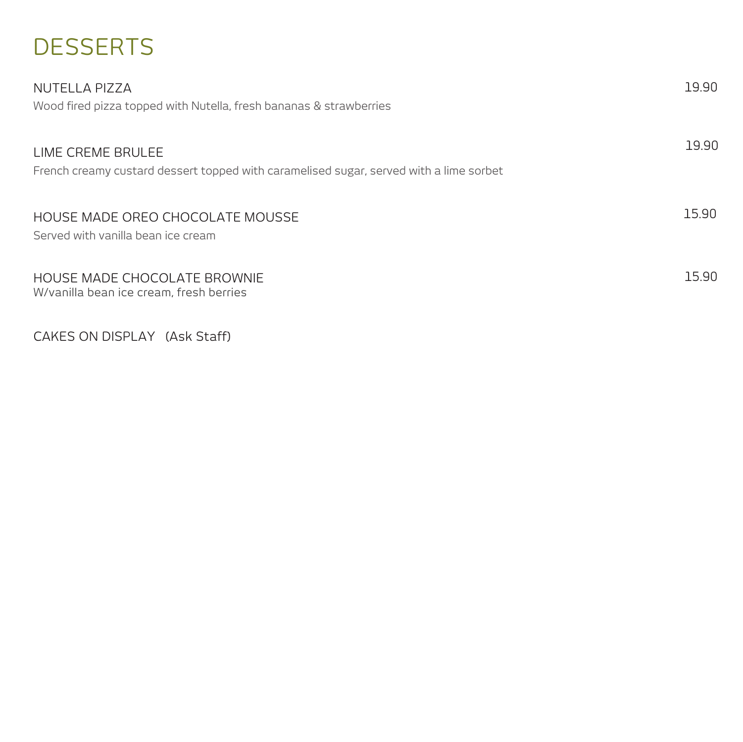# DESSERTS

NUTELLA PIZZA 19.90
Wood fired pizza topped with Nutella, fresh bananas & strawberries

LIME CREME BRULEE 19.90
French creamy custard dessert topped with caramelised sugar, served with a lime sorbet

HOUSE MADE OREO CHOCOLATE MOUSSE 15.90
Served with vanilla bean ice cream

HOUSE MADE CHOCOLATE BROWNIE 15.90
W/vanilla bean ice cream, fresh berries

CAKES ON DISPLAY (Ask Staff)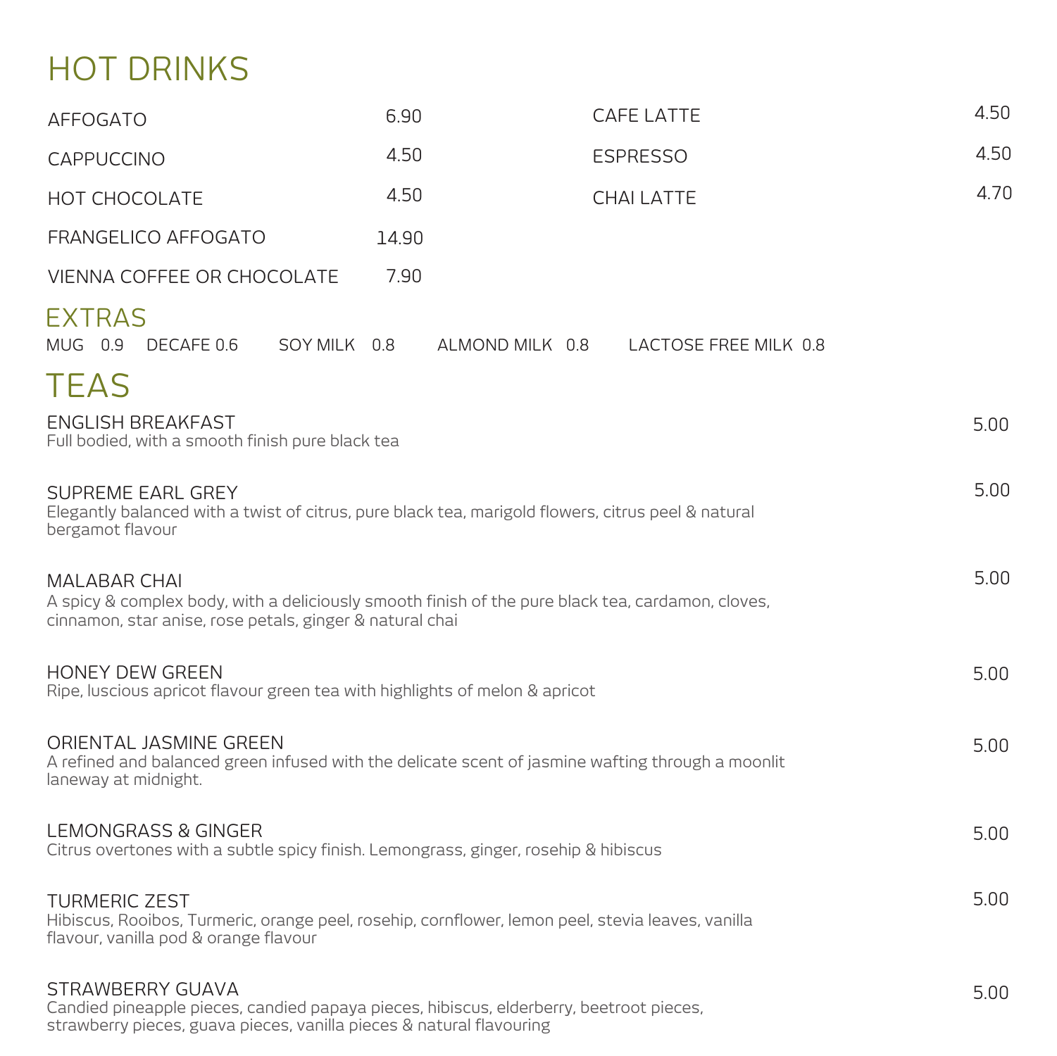# HOT DRINKS

| Item | Price |
| --- | --- |
| AFFOGATO | 6.90 |
| CAPPUCCINO | 4.50 |
| HOT CHOCOLATE | 4.50 |
| FRANGELICO AFFOGATO | 14.90 |
| VIENNA COFFEE OR CHOCOLATE | 7.90 |
| CAFE LATTE | 4.50 |
| ESPRESSO | 4.50 |
| CHAI LATTE | 4.70 |

## EXTRAS

MUG 0.9 DECAFE 0.6 SOY MILK 0.8 ALMOND MILK 0.8 LACTOSE FREE MILK 0.8

# TEAS

ENGLISH BREAKFAST — 5.00
Full bodied, with a smooth finish pure black tea

SUPREME EARL GREY — 5.00
Elegantly balanced with a twist of citrus, pure black tea, marigold flowers, citrus peel & natural bergamot flavour

MALABAR CHAI — 5.00
A spicy & complex body, with a deliciously smooth finish of the pure black tea, cardamon, cloves, cinnamon, star anise, rose petals, ginger & natural chai

HONEY DEW GREEN — 5.00
Ripe, luscious apricot flavour green tea with highlights of melon & apricot

ORIENTAL JASMINE GREEN — 5.00
A refined and balanced green infused with the delicate scent of jasmine wafting through a moonlit laneway at midnight.

LEMONGRASS & GINGER — 5.00
Citrus overtones with a subtle spicy finish. Lemongrass, ginger, rosehip & hibiscus

TURMERIC ZEST — 5.00
Hibiscus, Rooibos, Turmeric, orange peel, rosehip, cornflower, lemon peel, stevia leaves, vanilla flavour, vanilla pod & orange flavour

STRAWBERRY GUAVA — 5.00
Candied pineapple pieces, candied papaya pieces, hibiscus, elderberry, beetroot pieces, strawberry pieces, guava pieces, vanilla pieces & natural flavouring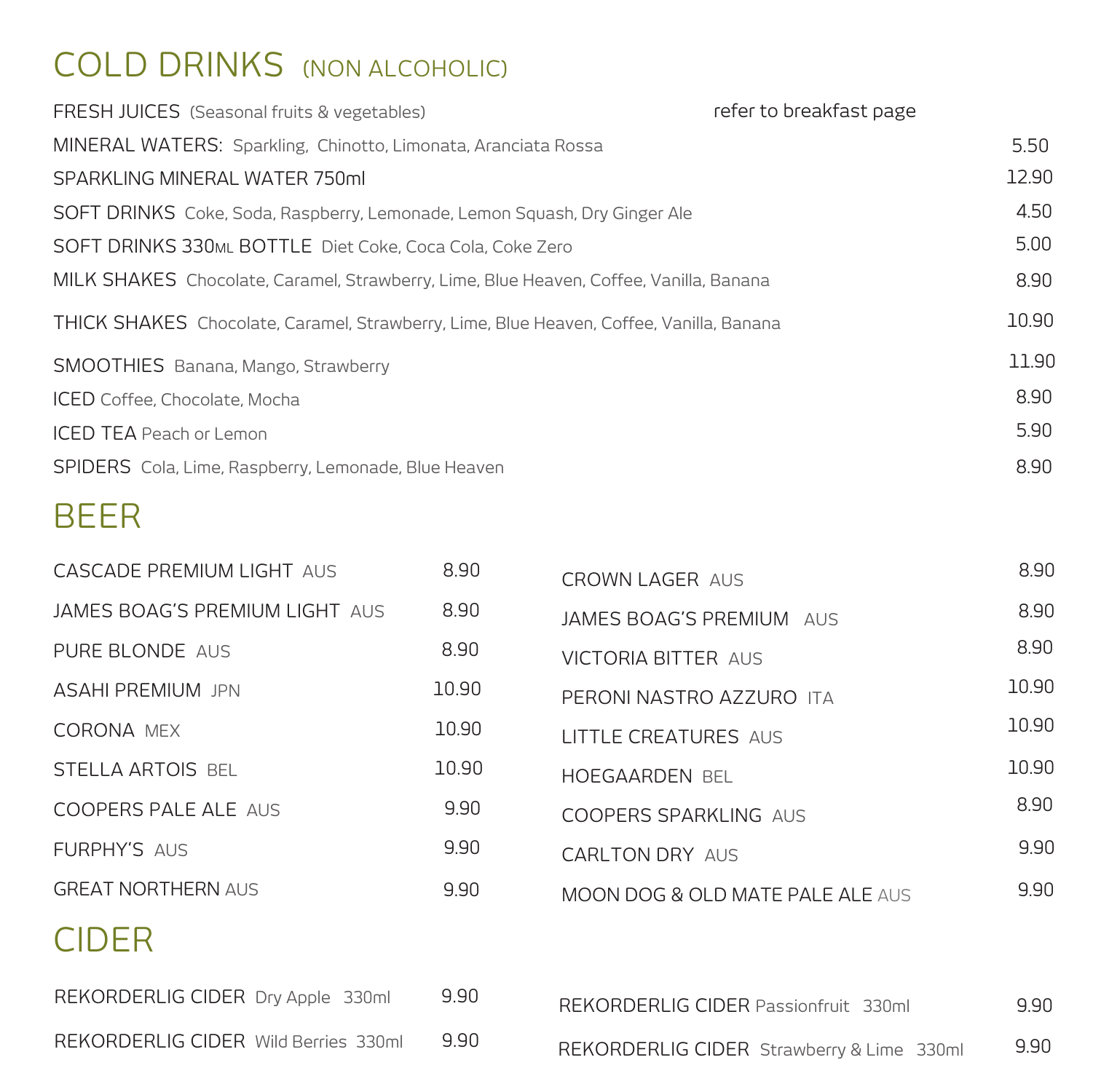# COLD DRINKS (NON ALCOHOLIC)

| Item | Price |
| --- | --- |
| FRESH JUICES (Seasonal fruits & vegetables) | refer to breakfast page |
| MINERAL WATERS: Sparkling, Chinotto, Limonata, Aranciata Rossa | 5.50 |
| SPARKLING MINERAL WATER 750ml | 12.90 |
| SOFT DRINKS Coke, Soda, Raspberry, Lemonade, Lemon Squash, Dry Ginger Ale | 4.50 |
| SOFT DRINKS 330ML BOTTLE Diet Coke, Coca Cola, Coke Zero | 5.00 |
| MILK SHAKES Chocolate, Caramel, Strawberry, Lime, Blue Heaven, Coffee, Vanilla, Banana | 8.90 |
| THICK SHAKES Chocolate, Caramel, Strawberry, Lime, Blue Heaven, Coffee, Vanilla, Banana | 10.90 |
| SMOOTHIES Banana, Mango, Strawberry | 11.90 |
| ICED Coffee, Chocolate, Mocha | 8.90 |
| ICED TEA Peach or Lemon | 5.90 |
| SPIDERS Cola, Lime, Raspberry, Lemonade, Blue Heaven | 8.90 |

# BEER

| Beer | Price |
| --- | --- |
| CASCADE PREMIUM LIGHT AUS | 8.90 |
| JAMES BOAG'S PREMIUM LIGHT AUS | 8.90 |
| PURE BLONDE AUS | 8.90 |
| ASAHI PREMIUM JPN | 10.90 |
| CORONA MEX | 10.90 |
| STELLA ARTOIS BEL | 10.90 |
| COOPERS PALE ALE AUS | 9.90 |
| FURPHY'S AUS | 9.90 |
| GREAT NORTHERN AUS | 9.90 |
| CROWN LAGER AUS | 8.90 |
| JAMES BOAG'S PREMIUM AUS | 8.90 |
| VICTORIA BITTER AUS | 8.90 |
| PERONI NASTRO AZZURO ITA | 10.90 |
| LITTLE CREATURES AUS | 10.90 |
| HOEGAARDEN BEL | 10.90 |
| COOPERS SPARKLING AUS | 8.90 |
| CARLTON DRY AUS | 9.90 |
| MOON DOG & OLD MATE PALE ALE AUS | 9.90 |

# CIDER

| Cider | Price |
| --- | --- |
| REKORDERLIG CIDER Dry Apple 330ml | 9.90 |
| REKORDERLIG CIDER Wild Berries 330ml | 9.90 |
| REKORDERLIG CIDER Passionfruit 330ml | 9.90 |
| REKORDERLIG CIDER Strawberry & Lime 330ml | 9.90 |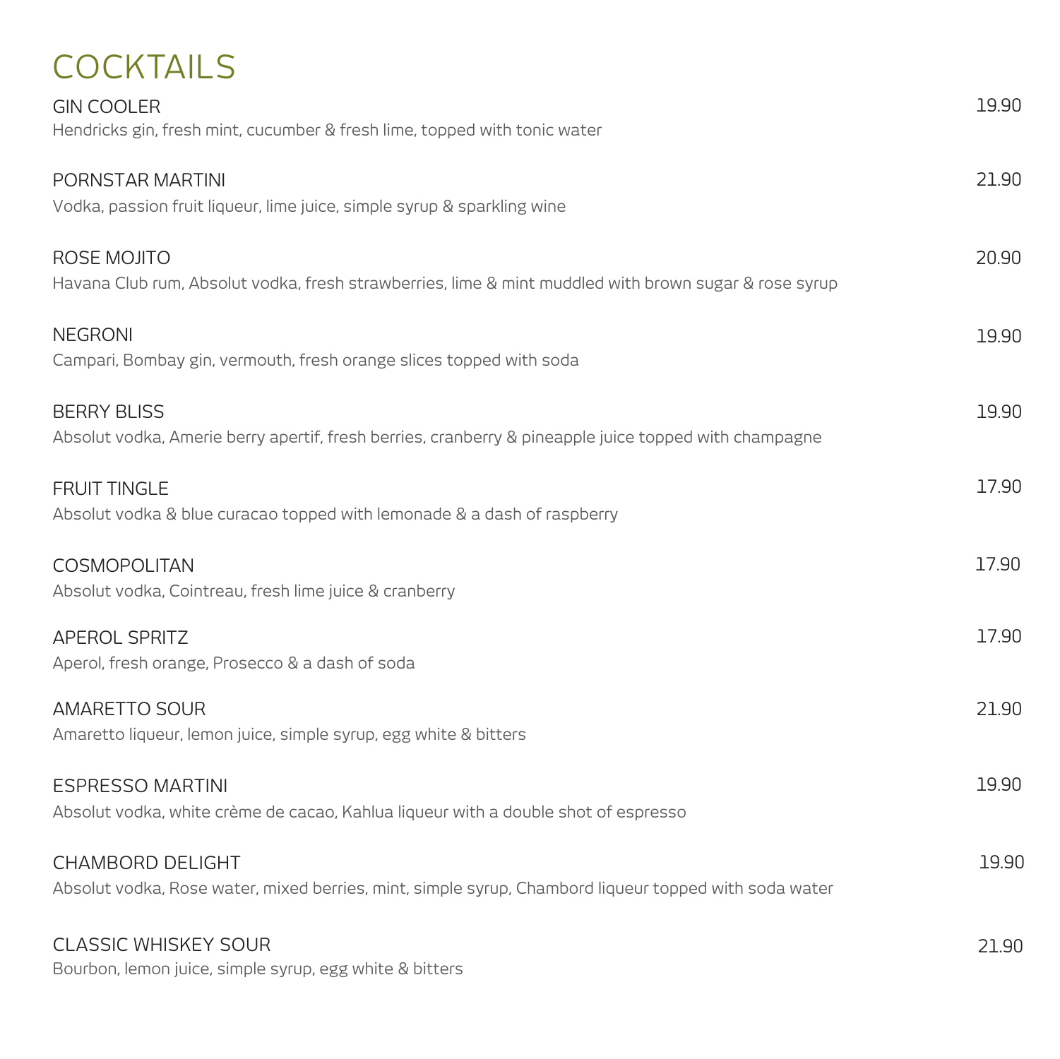# COCKTAILS

**GIN COOLER** — 19.90
Hendricks gin, fresh mint, cucumber & fresh lime, topped with tonic water

**PORNSTAR MARTINI** — 21.90
Vodka, passion fruit liqueur, lime juice, simple syrup & sparkling wine

**ROSE MOJITO** — 20.90
Havana Club rum, Absolut vodka, fresh strawberries, lime & mint muddled with brown sugar & rose syrup

**NEGRONI** — 19.90
Campari, Bombay gin, vermouth, fresh orange slices topped with soda

**BERRY BLISS** — 19.90
Absolut vodka, Amerie berry apertif, fresh berries, cranberry & pineapple juice topped with champagne

**FRUIT TINGLE** — 17.90
Absolut vodka & blue curacao topped with lemonade & a dash of raspberry

**COSMOPOLITAN** — 17.90
Absolut vodka, Cointreau, fresh lime juice & cranberry

**APEROL SPRITZ** — 17.90
Aperol, fresh orange, Prosecco & a dash of soda

**AMARETTO SOUR** — 21.90
Amaretto liqueur, lemon juice, simple syrup, egg white & bitters

**ESPRESSO MARTINI** — 19.90
Absolut vodka, white crème de cacao, Kahlua liqueur with a double shot of espresso

**CHAMBORD DELIGHT** — 19.90
Absolut vodka, Rose water, mixed berries, mint, simple syrup, Chambord liqueur topped with soda water

**CLASSIC WHISKEY SOUR** — 21.90
Bourbon, lemon juice, simple syrup, egg white & bitters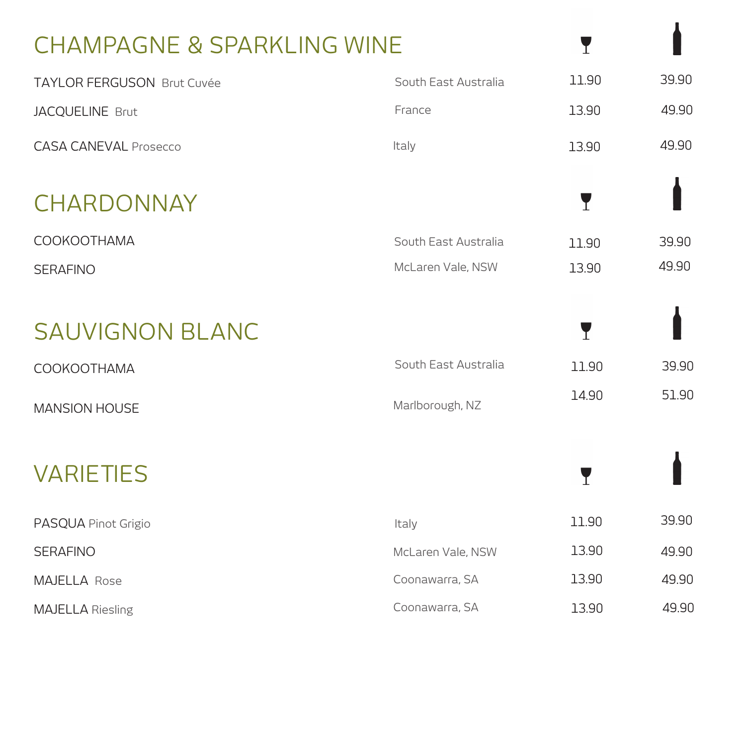## CHAMPAGNE & SPARKLING WINE

| | | Glass | Bottle |
|---|---|---|---|
| TAYLOR FERGUSON Brut Cuvée | South East Australia | 11.90 | 39.90 |
| JACQUELINE Brut | France | 13.90 | 49.90 |
| CASA CANEVAL Prosecco | Italy | 13.90 | 49.90 |

## CHARDONNAY

| | | Glass | Bottle |
|---|---|---|---|
| COOKOOTHAMA | South East Australia | 11.90 | 39.90 |
| SERAFINO | McLaren Vale, NSW | 13.90 | 49.90 |

## SAUVIGNON BLANC

| | | Glass | Bottle |
|---|---|---|---|
| COOKOOTHAMA | South East Australia | 11.90 | 39.90 |
| MANSION HOUSE | Marlborough, NZ | 14.90 | 51.90 |

## VARIETIES

| | | Glass | Bottle |
|---|---|---|---|
| PASQUA Pinot Grigio | Italy | 11.90 | 39.90 |
| SERAFINO | McLaren Vale, NSW | 13.90 | 49.90 |
| MAJELLA Rose | Coonawarra, SA | 13.90 | 49.90 |
| MAJELLA Riesling | Coonawarra, SA | 13.90 | 49.90 |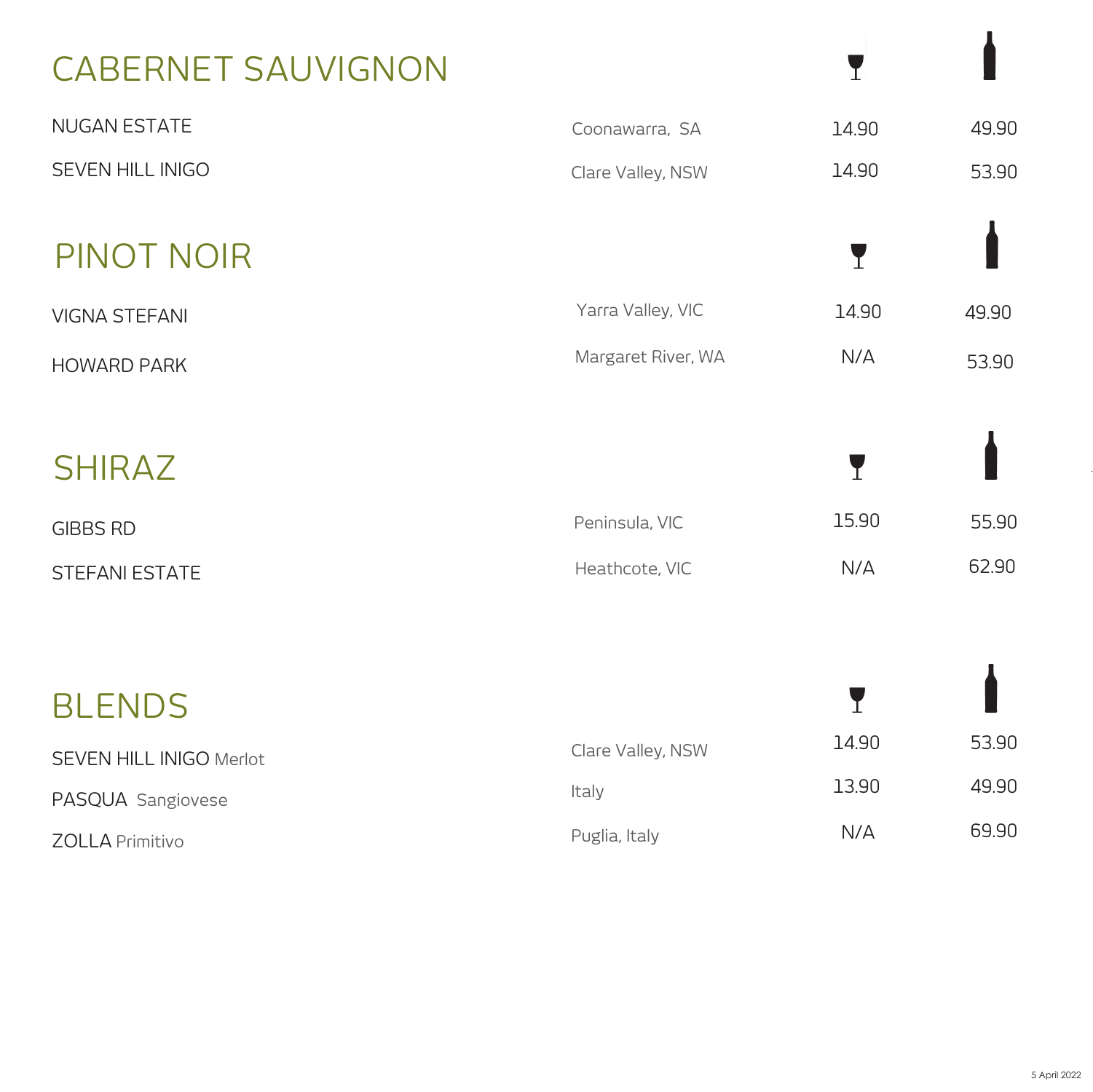## CABERNET SAUVIGNON

| | | Glass | Bottle |
|---|---|---|---|
| NUGAN ESTATE | Coonawarra, SA | 14.90 | 49.90 |
| SEVEN HILL INIGO | Clare Valley, NSW | 14.90 | 53.90 |

## PINOT NOIR

| | | Glass | Bottle |
|---|---|---|---|
| VIGNA STEFANI | Yarra Valley, VIC | 14.90 | 49.90 |
| HOWARD PARK | Margaret River, WA | N/A | 53.90 |

## SHIRAZ

| | | Glass | Bottle |
|---|---|---|---|
| GIBBS RD | Peninsula, VIC | 15.90 | 55.90 |
| STEFANI ESTATE | Heathcote, VIC | N/A | 62.90 |

## BLENDS

| | | Glass | Bottle |
|---|---|---|---|
| SEVEN HILL INIGO Merlot | Clare Valley, NSW | 14.90 | 53.90 |
| PASQUA Sangiovese | Italy | 13.90 | 49.90 |
| ZOLLA Primitivo | Puglia, Italy | N/A | 69.90 |

5 April 2022